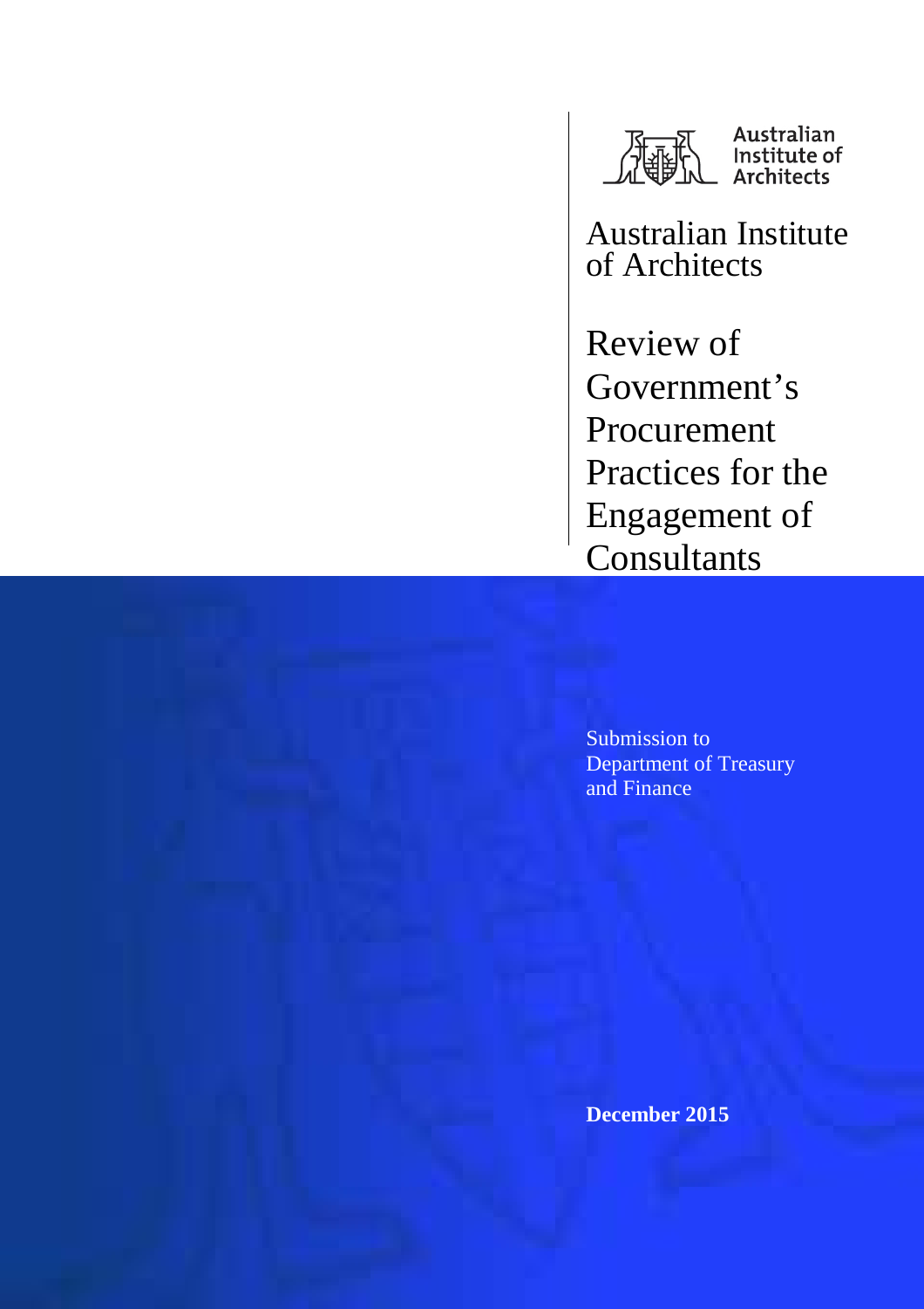Australian Institute of Architects

# Australian Institute of Architects

# Review of Government's Procurement Practices for the Engagement of Consultants

Submission to Department of Treasury and Finance

**December 2015**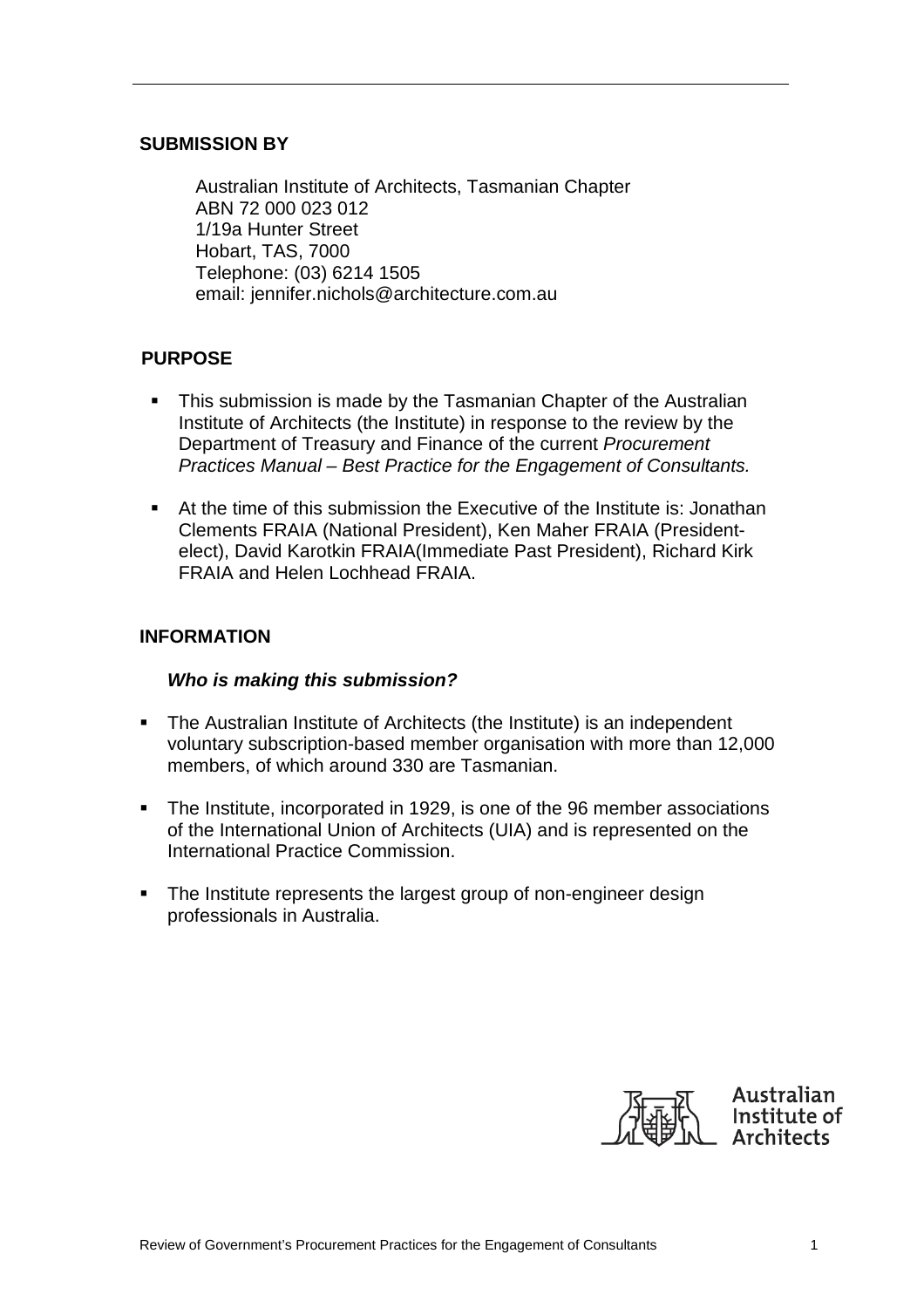## SUBMISSION BY

Australian Institute of Architects, Tasmanian Chapter
ABN 72 000 023 012
1/19a Hunter Street
Hobart, TAS, 7000
Telephone: (03) 6214 1505
email: jennifer.nichols@architecture.com.au

## PURPOSE

- This submission is made by the Tasmanian Chapter of the Australian Institute of Architects (the Institute) in response to the review by the Department of Treasury and Finance of the current *Procurement Practices Manual – Best Practice for the Engagement of Consultants.*

- At the time of this submission the Executive of the Institute is: Jonathan Clements FRAIA (National President), Ken Maher FRAIA (President-elect), David Karotkin FRAIA(Immediate Past President), Richard Kirk FRAIA and Helen Lochhead FRAIA.

## INFORMATION

### *Who is making this submission?*

- The Australian Institute of Architects (the Institute) is an independent voluntary subscription-based member organisation with more than 12,000 members, of which around 330 are Tasmanian.

- The Institute, incorporated in 1929, is one of the 96 member associations of the International Union of Architects (UIA) and is represented on the International Practice Commission.

- The Institute represents the largest group of non-engineer design professionals in Australia.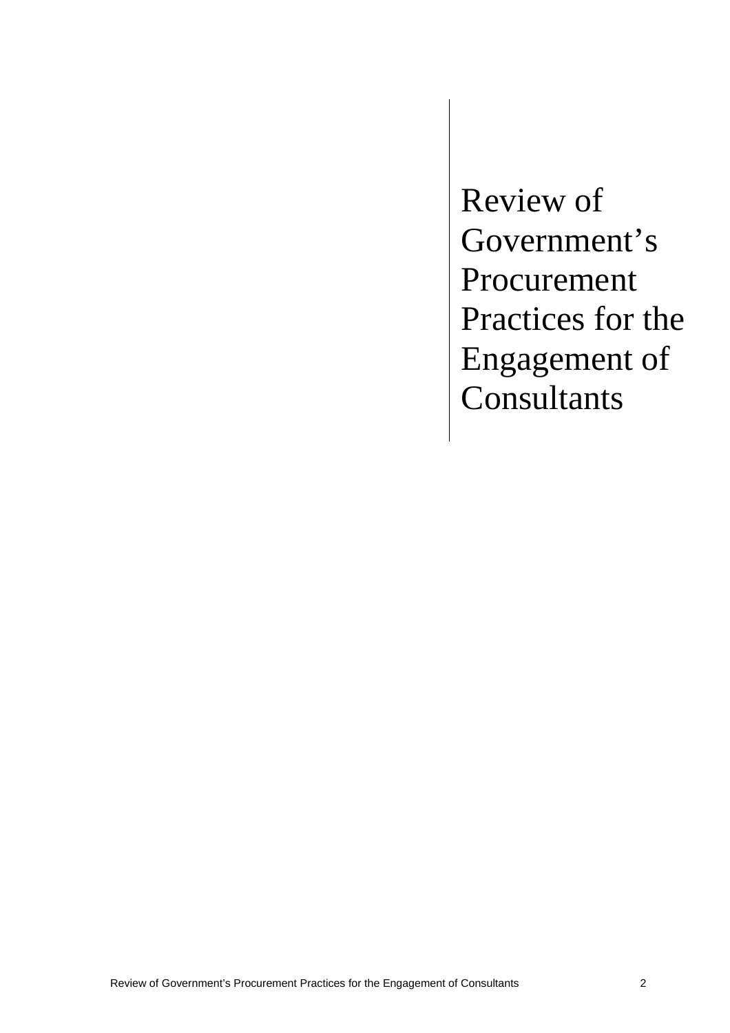# Review of Government's Procurement Practices for the Engagement of Consultants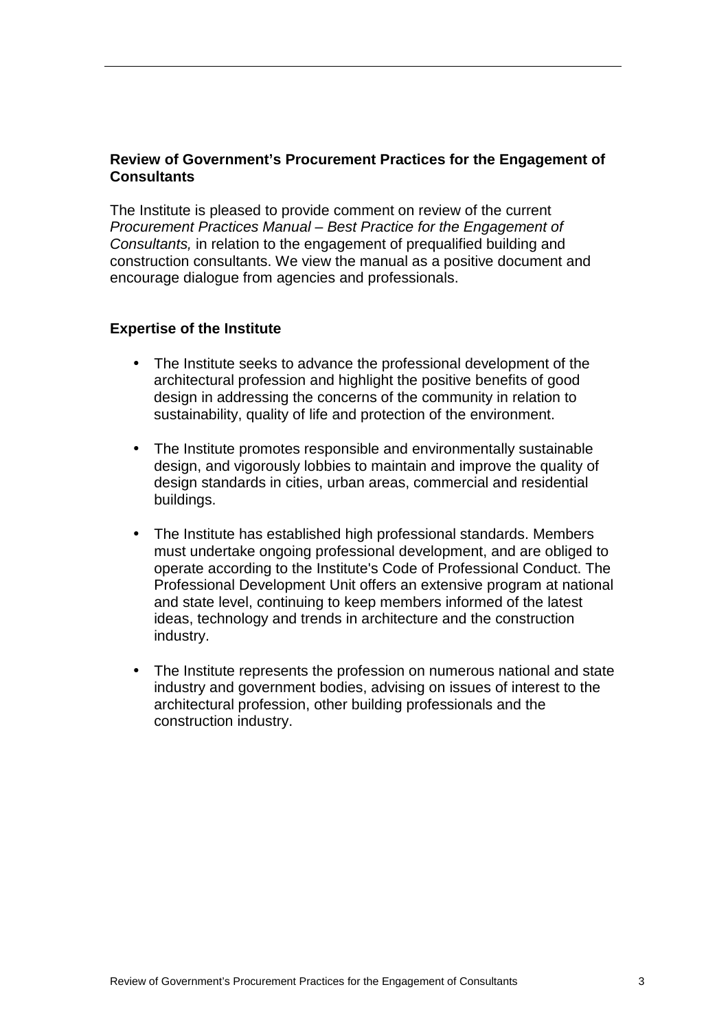**Review of Government's Procurement Practices for the Engagement of Consultants**

The Institute is pleased to provide comment on review of the current *Procurement Practices Manual – Best Practice for the Engagement of Consultants,* in relation to the engagement of prequalified building and construction consultants. We view the manual as a positive document and encourage dialogue from agencies and professionals.

**Expertise of the Institute**

- The Institute seeks to advance the professional development of the architectural profession and highlight the positive benefits of good design in addressing the concerns of the community in relation to sustainability, quality of life and protection of the environment.

- The Institute promotes responsible and environmentally sustainable design, and vigorously lobbies to maintain and improve the quality of design standards in cities, urban areas, commercial and residential buildings.

- The Institute has established high professional standards. Members must undertake ongoing professional development, and are obliged to operate according to the Institute's Code of Professional Conduct. The Professional Development Unit offers an extensive program at national and state level, continuing to keep members informed of the latest ideas, technology and trends in architecture and the construction industry.

- The Institute represents the profession on numerous national and state industry and government bodies, advising on issues of interest to the architectural profession, other building professionals and the construction industry.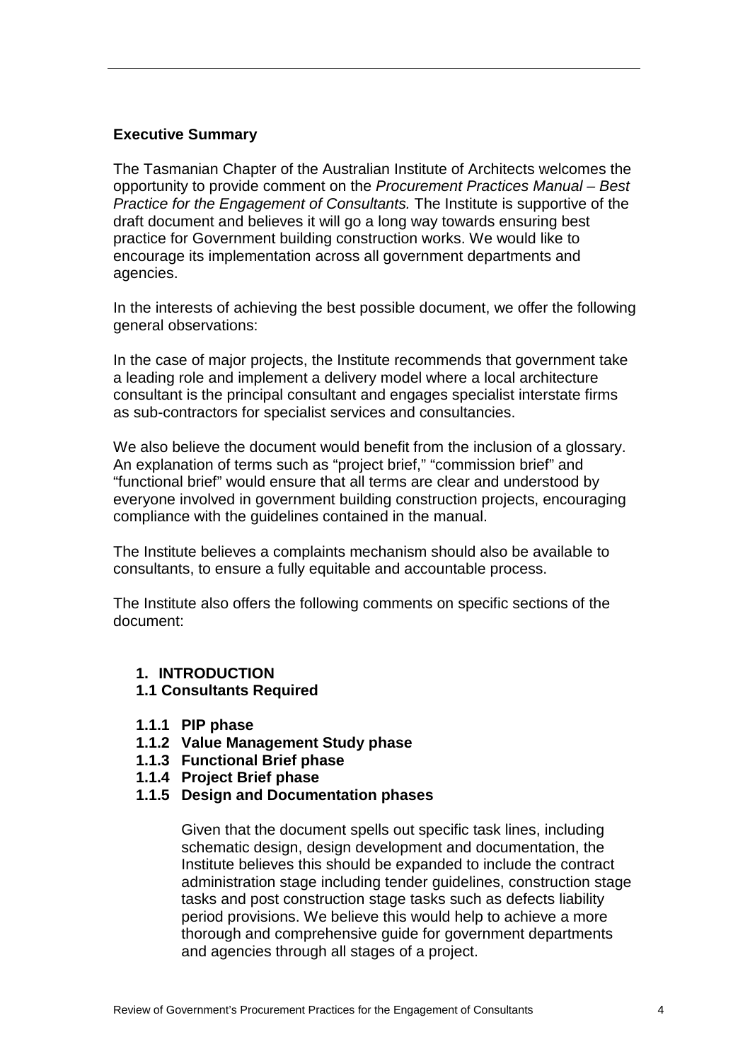## Executive Summary

The Tasmanian Chapter of the Australian Institute of Architects welcomes the opportunity to provide comment on the *Procurement Practices Manual – Best Practice for the Engagement of Consultants.* The Institute is supportive of the draft document and believes it will go a long way towards ensuring best practice for Government building construction works. We would like to encourage its implementation across all government departments and agencies.

In the interests of achieving the best possible document, we offer the following general observations:

In the case of major projects, the Institute recommends that government take a leading role and implement a delivery model where a local architecture consultant is the principal consultant and engages specialist interstate firms as sub-contractors for specialist services and consultancies.

We also believe the document would benefit from the inclusion of a glossary. An explanation of terms such as "project brief," "commission brief" and "functional brief" would ensure that all terms are clear and understood by everyone involved in government building construction projects, encouraging compliance with the guidelines contained in the manual.

The Institute believes a complaints mechanism should also be available to consultants, to ensure a fully equitable and accountable process.

The Institute also offers the following comments on specific sections of the document:

### 1. INTRODUCTION

#### 1.1 Consultants Required

**1.1.1 PIP phase**

**1.1.2 Value Management Study phase**

**1.1.3 Functional Brief phase**

**1.1.4 Project Brief phase**

**1.1.5 Design and Documentation phases**

Given that the document spells out specific task lines, including schematic design, design development and documentation, the Institute believes this should be expanded to include the contract administration stage including tender guidelines, construction stage tasks and post construction stage tasks such as defects liability period provisions. We believe this would help to achieve a more thorough and comprehensive guide for government departments and agencies through all stages of a project.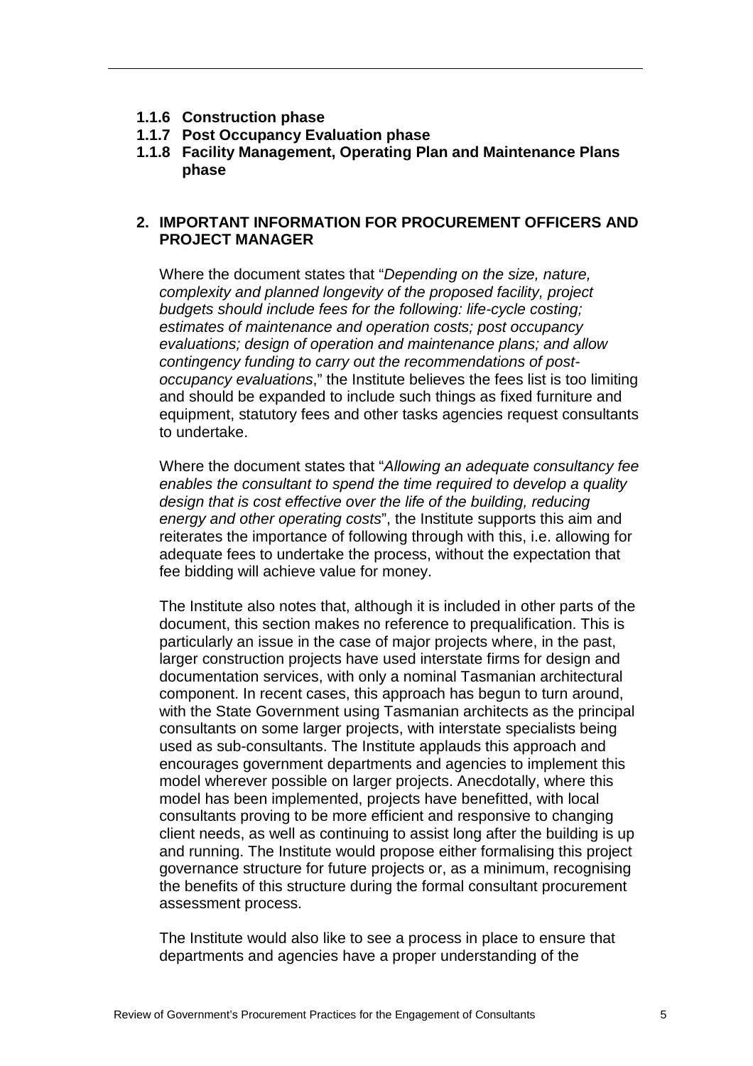### 1.1.6 Construction phase

### 1.1.7 Post Occupancy Evaluation phase

### 1.1.8 Facility Management, Operating Plan and Maintenance Plans phase

## 2. IMPORTANT INFORMATION FOR PROCUREMENT OFFICERS AND PROJECT MANAGER

Where the document states that "*Depending on the size, nature, complexity and planned longevity of the proposed facility, project budgets should include fees for the following: life-cycle costing; estimates of maintenance and operation costs; post occupancy evaluations; design of operation and maintenance plans; and allow contingency funding to carry out the recommendations of post-occupancy evaluations*," the Institute believes the fees list is too limiting and should be expanded to include such things as fixed furniture and equipment, statutory fees and other tasks agencies request consultants to undertake.

Where the document states that "*Allowing an adequate consultancy fee enables the consultant to spend the time required to develop a quality design that is cost effective over the life of the building, reducing energy and other operating costs*", the Institute supports this aim and reiterates the importance of following through with this, i.e. allowing for adequate fees to undertake the process, without the expectation that fee bidding will achieve value for money.

The Institute also notes that, although it is included in other parts of the document, this section makes no reference to prequalification. This is particularly an issue in the case of major projects where, in the past, larger construction projects have used interstate firms for design and documentation services, with only a nominal Tasmanian architectural component. In recent cases, this approach has begun to turn around, with the State Government using Tasmanian architects as the principal consultants on some larger projects, with interstate specialists being used as sub-consultants. The Institute applauds this approach and encourages government departments and agencies to implement this model wherever possible on larger projects. Anecdotally, where this model has been implemented, projects have benefitted, with local consultants proving to be more efficient and responsive to changing client needs, as well as continuing to assist long after the building is up and running. The Institute would propose either formalising this project governance structure for future projects or, as a minimum, recognising the benefits of this structure during the formal consultant procurement assessment process.

The Institute would also like to see a process in place to ensure that departments and agencies have a proper understanding of the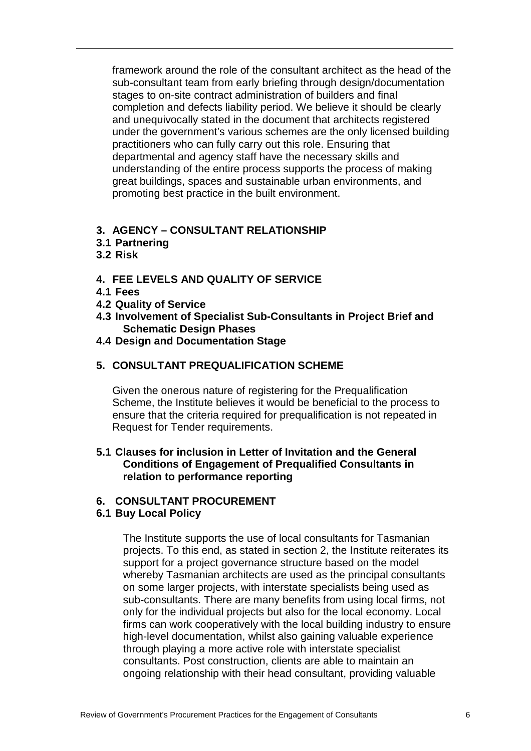framework around the role of the consultant architect as the head of the sub-consultant team from early briefing through design/documentation stages to on-site contract administration of builders and final completion and defects liability period. We believe it should be clearly and unequivocally stated in the document that architects registered under the government's various schemes are the only licensed building practitioners who can fully carry out this role. Ensuring that departmental and agency staff have the necessary skills and understanding of the entire process supports the process of making great buildings, spaces and sustainable urban environments, and promoting best practice in the built environment.

## 3. AGENCY – CONSULTANT RELATIONSHIP

### 3.1 Partnering

### 3.2 Risk

## 4. FEE LEVELS AND QUALITY OF SERVICE

### 4.1 Fees

### 4.2 Quality of Service

### 4.3 Involvement of Specialist Sub-Consultants in Project Brief and Schematic Design Phases

### 4.4 Design and Documentation Stage

## 5. CONSULTANT PREQUALIFICATION SCHEME

Given the onerous nature of registering for the Prequalification Scheme, the Institute believes it would be beneficial to the process to ensure that the criteria required for prequalification is not repeated in Request for Tender requirements.

### 5.1 Clauses for inclusion in Letter of Invitation and the General Conditions of Engagement of Prequalified Consultants in relation to performance reporting

## 6. CONSULTANT PROCUREMENT

### 6.1 Buy Local Policy

The Institute supports the use of local consultants for Tasmanian projects. To this end, as stated in section 2, the Institute reiterates its support for a project governance structure based on the model whereby Tasmanian architects are used as the principal consultants on some larger projects, with interstate specialists being used as sub-consultants. There are many benefits from using local firms, not only for the individual projects but also for the local economy. Local firms can work cooperatively with the local building industry to ensure high-level documentation, whilst also gaining valuable experience through playing a more active role with interstate specialist consultants. Post construction, clients are able to maintain an ongoing relationship with their head consultant, providing valuable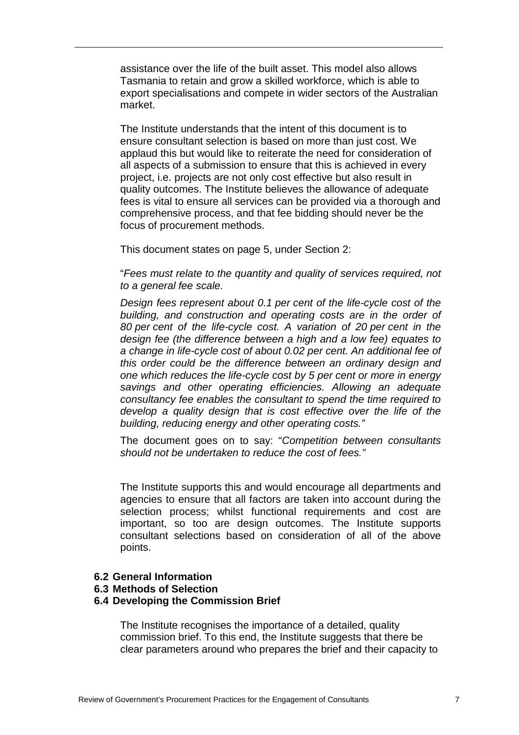assistance over the life of the built asset. This model also allows Tasmania to retain and grow a skilled workforce, which is able to export specialisations and compete in wider sectors of the Australian market.

The Institute understands that the intent of this document is to ensure consultant selection is based on more than just cost. We applaud this but would like to reiterate the need for consideration of all aspects of a submission to ensure that this is achieved in every project, i.e. projects are not only cost effective but also result in quality outcomes. The Institute believes the allowance of adequate fees is vital to ensure all services can be provided via a thorough and comprehensive process, and that fee bidding should never be the focus of procurement methods.

This document states on page 5, under Section 2:

"*Fees must relate to the quantity and quality of services required, not to a general fee scale.*

*Design fees represent about 0.1 per cent of the life-cycle cost of the building, and construction and operating costs are in the order of 80 per cent of the life-cycle cost. A variation of 20 per cent in the design fee (the difference between a high and a low fee) equates to a change in life-cycle cost of about 0.02 per cent. An additional fee of this order could be the difference between an ordinary design and one which reduces the life-cycle cost by 5 per cent or more in energy savings and other operating efficiencies. Allowing an adequate consultancy fee enables the consultant to spend the time required to develop a quality design that is cost effective over the life of the building, reducing energy and other operating costs.*"

The document goes on to say: "*Competition between consultants should not be undertaken to reduce the cost of fees.*"

The Institute supports this and would encourage all departments and agencies to ensure that all factors are taken into account during the selection process; whilst functional requirements and cost are important, so too are design outcomes. The Institute supports consultant selections based on consideration of all of the above points.

**6.2 General Information**

**6.3 Methods of Selection**

**6.4 Developing the Commission Brief**

The Institute recognises the importance of a detailed, quality commission brief. To this end, the Institute suggests that there be clear parameters around who prepares the brief and their capacity to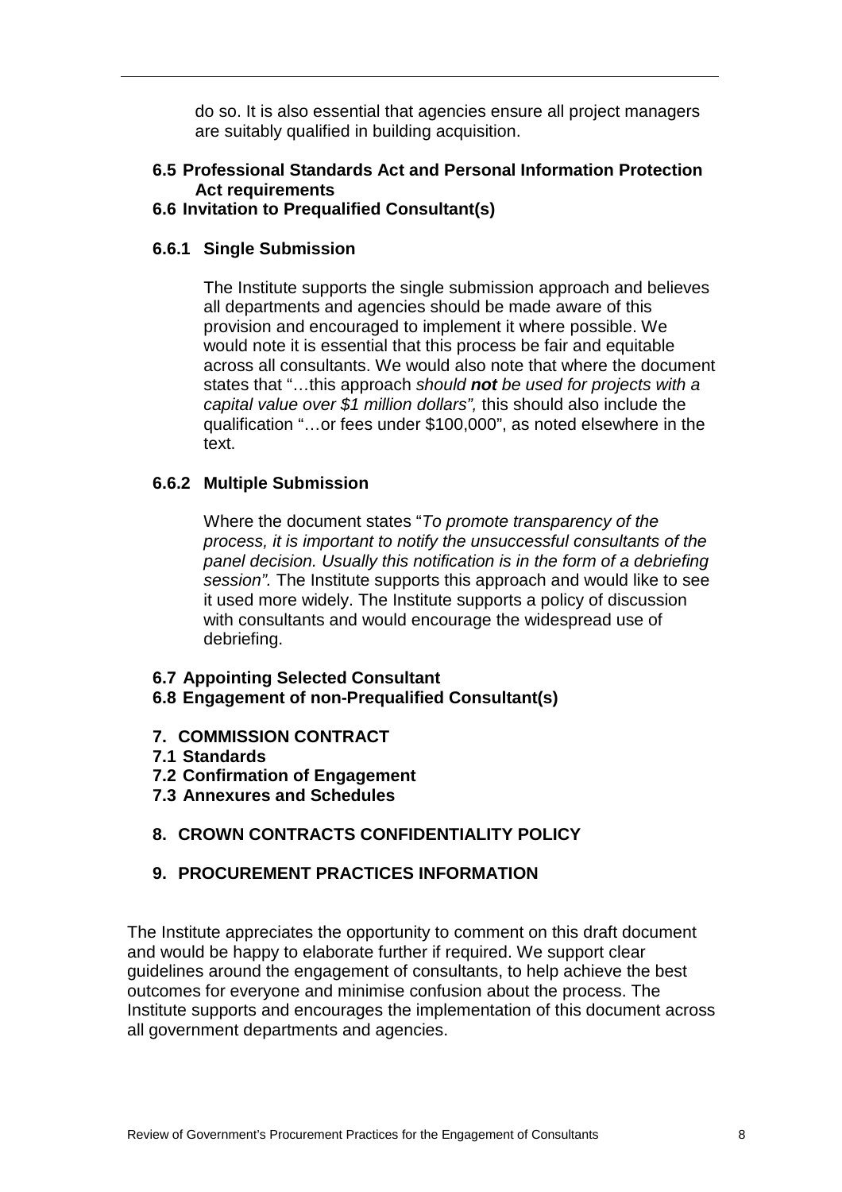do so. It is also essential that agencies ensure all project managers are suitably qualified in building acquisition.

### 6.5 Professional Standards Act and Personal Information Protection Act requirements

### 6.6 Invitation to Prequalified Consultant(s)

#### 6.6.1 Single Submission

The Institute supports the single submission approach and believes all departments and agencies should be made aware of this provision and encouraged to implement it where possible. We would note it is essential that this process be fair and equitable across all consultants. We would also note that where the document states that "…this approach *should **not** be used for projects with a capital value over $1 million dollars",* this should also include the qualification "…or fees under $100,000", as noted elsewhere in the text.

#### 6.6.2 Multiple Submission

Where the document states "*To promote transparency of the process, it is important to notify the unsuccessful consultants of the panel decision. Usually this notification is in the form of a debriefing session".* The Institute supports this approach and would like to see it used more widely. The Institute supports a policy of discussion with consultants and would encourage the widespread use of debriefing.

### 6.7 Appointing Selected Consultant

### 6.8 Engagement of non-Prequalified Consultant(s)

## 7. COMMISSION CONTRACT

### 7.1 Standards

### 7.2 Confirmation of Engagement

### 7.3 Annexures and Schedules

## 8. CROWN CONTRACTS CONFIDENTIALITY POLICY

## 9. PROCUREMENT PRACTICES INFORMATION

The Institute appreciates the opportunity to comment on this draft document and would be happy to elaborate further if required. We support clear guidelines around the engagement of consultants, to help achieve the best outcomes for everyone and minimise confusion about the process. The Institute supports and encourages the implementation of this document across all government departments and agencies.